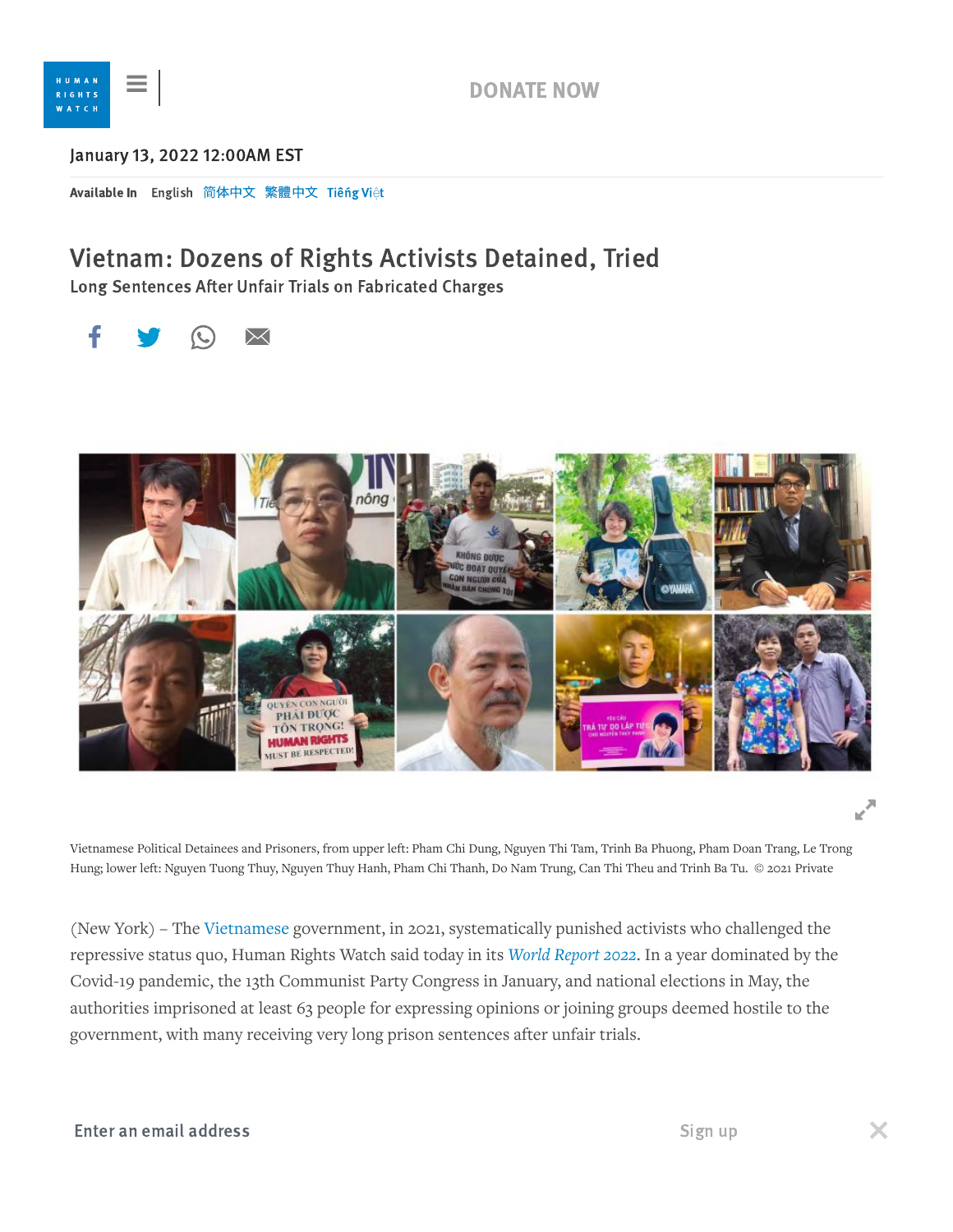January 13, 2022 12:00AM EST

Available In English 简体中文 繁體中文 Tiếng Việt

# Vietnam: Dozens of Rights Activists Detained, Tried

## Long Sentences After Unfair Trials on Fabricated Charges

Vietnamese Political Detainees and Prisoners, from upper left: Pham Chi Dung, Nguyen Thi Tam, Trinh Ba Phuong, Pham Doan Trang, Le Trong Hung; lower left: Nguyen Tuong Thuy, Nguyen Thuy Hanh, Pham Chi Thanh, Do Nam Trung, Can Thi Theu and Trinh Ba Tu. © 2021 Private

(New York) – The Vietnamese government, in 2021, systematically punished activists who challenged the repressive status quo, Human Rights Watch said today in its *World Report 2022*. In a year dominated by the Covid-19 pandemic, the 13th Communist Party Congress in January, and national elections in May, the authorities imprisoned at least 63 people for expressing opinions or joining groups deemed hostile to the government, with many receiving very long prison sentences after unfair trials.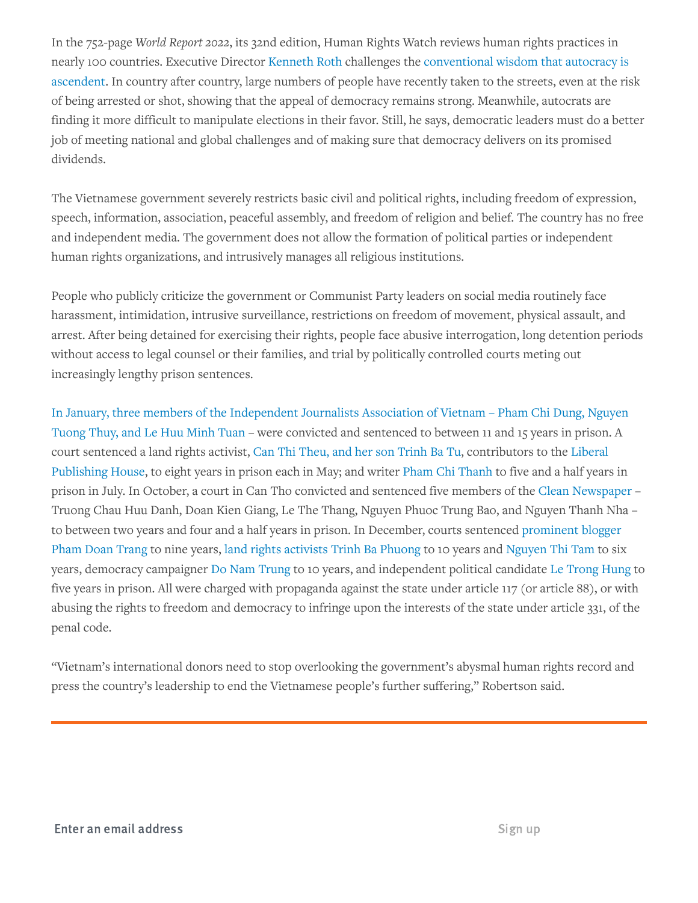In the 752-page *World Report 2022*, its 32nd edition, Human Rights Watch reviews human rights practices in nearly 100 countries. Executive Director Kenneth Roth challenges the conventional wisdom that autocracy is ascendent. In country after country, large numbers of people have recently taken to the streets, even at the risk of being arrested or shot, showing that the appeal of democracy remains strong. Meanwhile, autocrats are finding it more difficult to manipulate elections in their favor. Still, he says, democratic leaders must do a better job of meeting national and global challenges and of making sure that democracy delivers on its promised dividends.

The Vietnamese government severely restricts basic civil and political rights, including freedom of expression, speech, information, association, peaceful assembly, and freedom of religion and belief. The country has no free and independent media. The government does not allow the formation of political parties or independent human rights organizations, and intrusively manages all religious institutions.

People who publicly criticize the government or Communist Party leaders on social media routinely face harassment, intimidation, intrusive surveillance, restrictions on freedom of movement, physical assault, and arrest. After being detained for exercising their rights, people face abusive interrogation, long detention periods without access to legal counsel or their families, and trial by politically controlled courts meting out increasingly lengthy prison sentences.

In January, three members of the Independent Journalists Association of Vietnam – Pham Chi Dung, Nguyen Tuong Thuy, and Le Huu Minh Tuan – were convicted and sentenced to between 11 and 15 years in prison. A court sentenced a land rights activist, Can Thi Theu, and her son Trinh Ba Tu, contributors to the Liberal Publishing House, to eight years in prison each in May; and writer Pham Chi Thanh to five and a half years in prison in July. In October, a court in Can Tho convicted and sentenced five members of the Clean Newspaper – Truong Chau Huu Danh, Doan Kien Giang, Le The Thang, Nguyen Phuoc Trung Bao, and Nguyen Thanh Nha – to between two years and four and a half years in prison. In December, courts sentenced prominent blogger Pham Doan Trang to nine years, land rights activists Trinh Ba Phuong to 10 years and Nguyen Thi Tam to six years, democracy campaigner Do Nam Trung to 10 years, and independent political candidate Le Trong Hung to five years in prison. All were charged with propaganda against the state under article 117 (or article 88), or with abusing the rights to freedom and democracy to infringe upon the interests of the state under article 331, of the penal code.

"Vietnam's international donors need to stop overlooking the government's abysmal human rights record and press the country's leadership to end the Vietnamese people's further suffering," Robertson said.

Enter an email address

Sign up